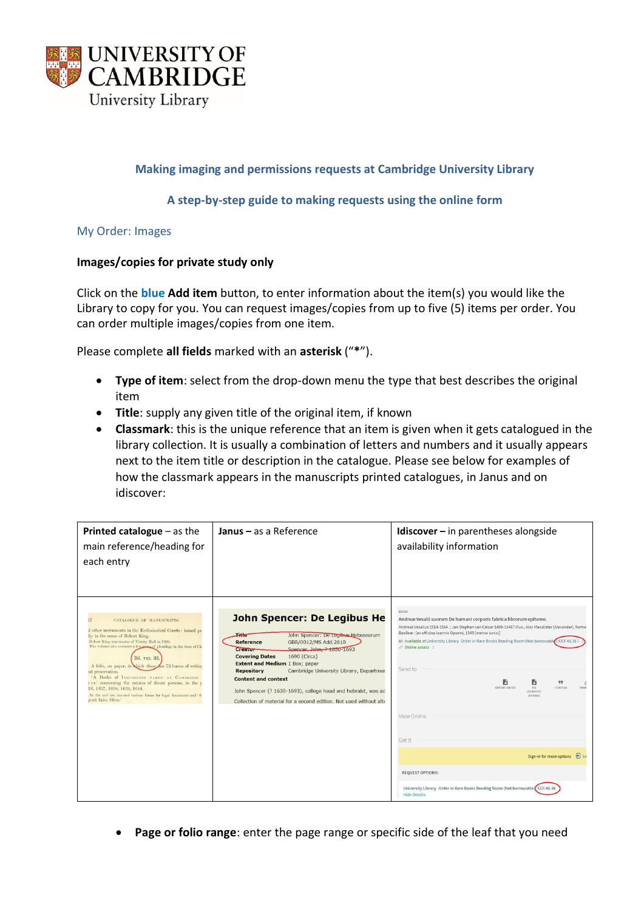UNIVERSITY OF CAMBRIDGE
University Library

## Making imaging and permissions requests at Cambridge University Library

## A step-by-step guide to making requests using the online form

### My Order: Images

**Images/copies for private study only**

Click on the **blue Add item** button, to enter information about the item(s) you would like the Library to copy for you. You can request images/copies from up to five (5) items per order. You can order multiple images/copies from one item.

Please complete **all fields** marked with an **asterisk** (“*”).

- **Type of item**: select from the drop-down menu the type that best describes the original item
- **Title**: supply any given title of the original item, if known
- **Classmark**: this is the unique reference that an item is given when it gets catalogued in the library collection. It is usually a combination of letters and numbers and it usually appears next to the item title or description in the catalogue. Please see below for examples of how the classmark appears in the manuscripts printed catalogues, in Janus and on idiscover:

| **Printed catalogue** – as the main reference/heading for each entry | **Janus** – as a Reference | **Idiscover** – in parentheses alongside availability information |
|---|---|---|
| Dd. VIII. 32. | Reference GBR/0012/MS Add.2610 | CCF.46.36 |

- **Page or folio range**: enter the page range or specific side of the leaf that you need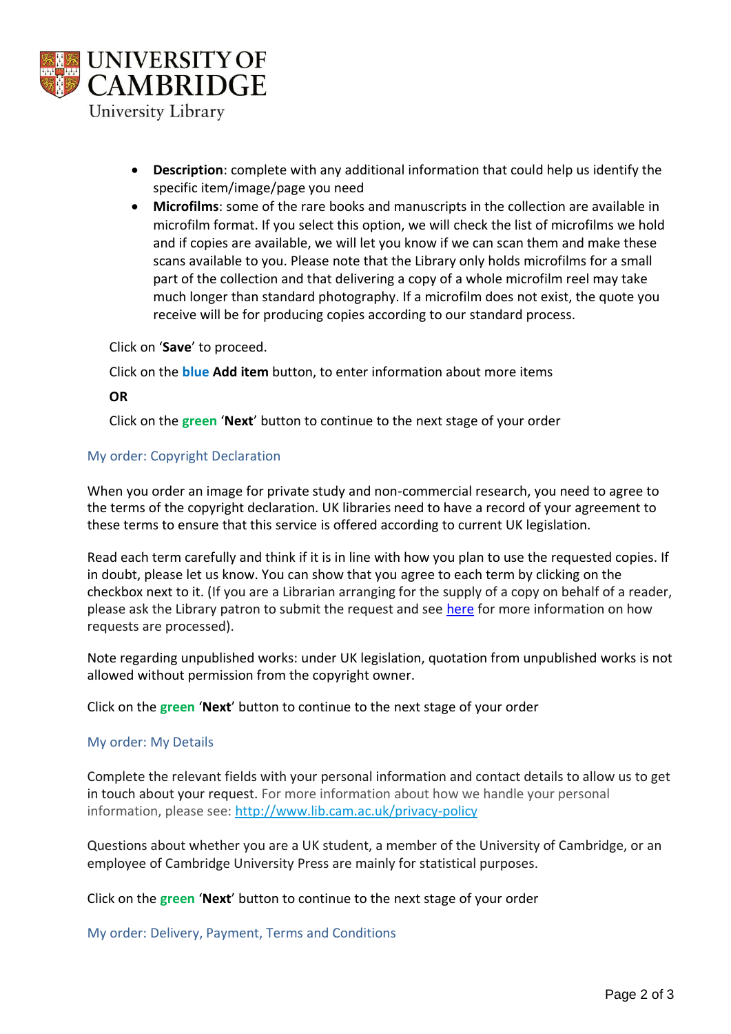- **Description**: complete with any additional information that could help us identify the specific item/image/page you need
- **Microfilms**: some of the rare books and manuscripts in the collection are available in microfilm format. If you select this option, we will check the list of microfilms we hold and if copies are available, we will let you know if we can scan them and make these scans available to you. Please note that the Library only holds microfilms for a small part of the collection and that delivering a copy of a whole microfilm reel may take much longer than standard photography. If a microfilm does not exist, the quote you receive will be for producing copies according to our standard process.

Click on '**Save**' to proceed.

Click on the **blue** **Add item** button, to enter information about more items

**OR**

Click on the **green** '**Next**' button to continue to the next stage of your order

## My order: Copyright Declaration

When you order an image for private study and non-commercial research, you need to agree to the terms of the copyright declaration. UK libraries need to have a record of your agreement to these terms to ensure that this service is offered according to current UK legislation.

Read each term carefully and think if it is in line with how you plan to use the requested copies. If in doubt, please let us know. You can show that you agree to each term by clicking on the checkbox next to it. (If you are a Librarian arranging for the supply of a copy on behalf of a reader, please ask the Library patron to submit the request and see [here]() for more information on how requests are processed).

Note regarding unpublished works: under UK legislation, quotation from unpublished works is not allowed without permission from the copyright owner.

Click on the **green** '**Next**' button to continue to the next stage of your order

## My order: My Details

Complete the relevant fields with your personal information and contact details to allow us to get in touch about your request. For more information about how we handle your personal information, please see: [http://www.lib.cam.ac.uk/privacy-policy](http://www.lib.cam.ac.uk/privacy-policy)

Questions about whether you are a UK student, a member of the University of Cambridge, or an employee of Cambridge University Press are mainly for statistical purposes.

Click on the **green** '**Next**' button to continue to the next stage of your order

## My order: Delivery, Payment, Terms and Conditions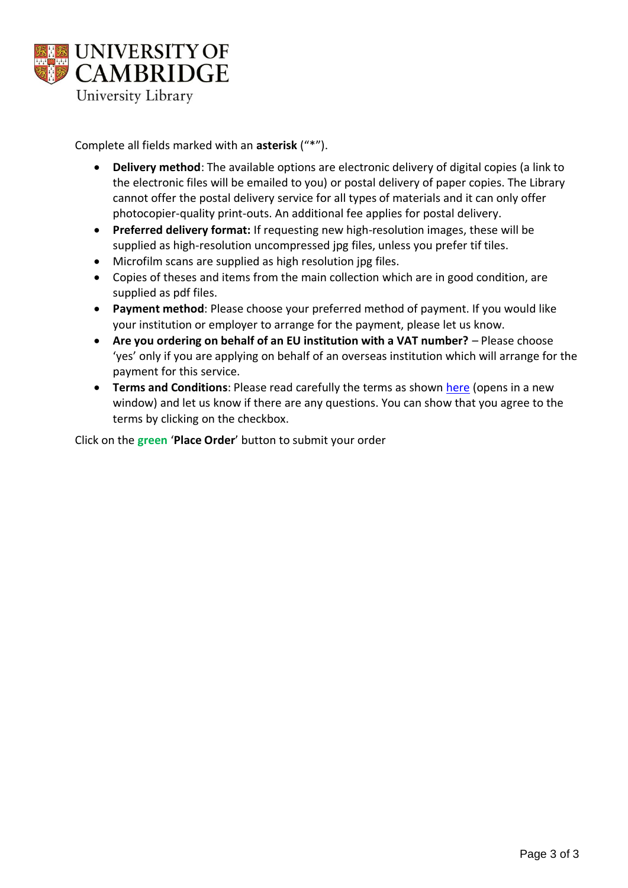Complete all fields marked with an **asterisk** ("*").

- **Delivery method**: The available options are electronic delivery of digital copies (a link to the electronic files will be emailed to you) or postal delivery of paper copies. The Library cannot offer the postal delivery service for all types of materials and it can only offer photocopier-quality print-outs. An additional fee applies for postal delivery.
- **Preferred delivery format:** If requesting new high-resolution images, these will be supplied as high-resolution uncompressed jpg files, unless you prefer tif tiles.
- Microfilm scans are supplied as high resolution jpg files.
- Copies of theses and items from the main collection which are in good condition, are supplied as pdf files.
- **Payment method**: Please choose your preferred method of payment. If you would like your institution or employer to arrange for the payment, please let us know.
- **Are you ordering on behalf of an EU institution with a VAT number?** – Please choose 'yes' only if you are applying on behalf of an overseas institution which will arrange for the payment for this service.
- **Terms and Conditions**: Please read carefully the terms as shown here (opens in a new window) and let us know if there are any questions. You can show that you agree to the terms by clicking on the checkbox.

Click on the **green** '**Place Order**' button to submit your order